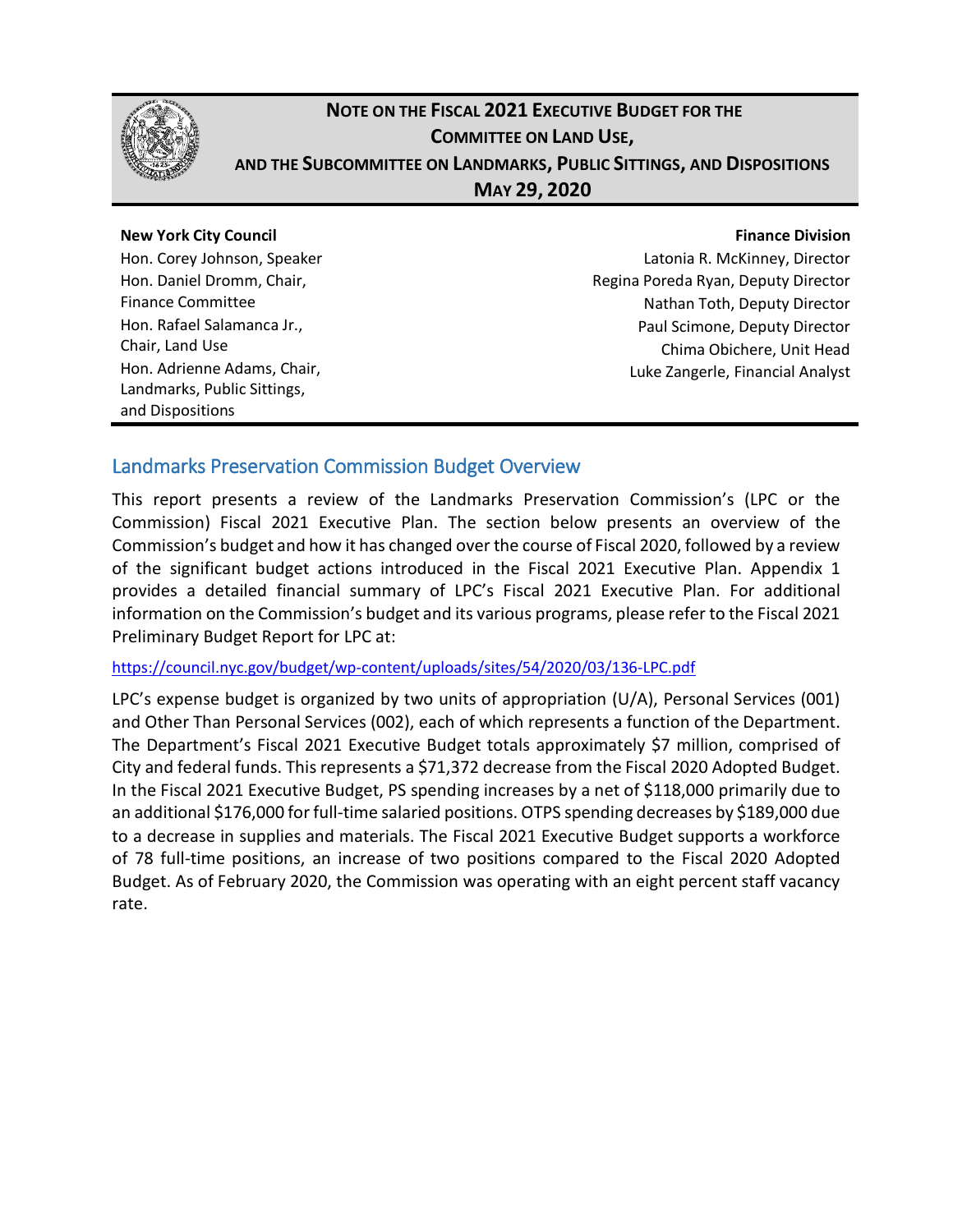**NOTE ON THE FISCAL 2021 EXECUTIVE BUDGET FOR THE COMMITTEE ON LAND USE, AND THE SUBCOMMITTEE ON LANDMARKS, PUBLIC SITTINGS, AND DISPOSITIONS**

**MAY 29, 2020**

**New York City Council**
Hon. Corey Johnson, Speaker
Hon. Daniel Dromm, Chair, Finance Committee
Hon. Rafael Salamanca Jr., Chair, Land Use
Hon. Adrienne Adams, Chair, Landmarks, Public Sittings, and Dispositions

**Finance Division**
Latonia R. McKinney, Director
Regina Poreda Ryan, Deputy Director
Nathan Toth, Deputy Director
Paul Scimone, Deputy Director
Chima Obichere, Unit Head
Luke Zangerle, Financial Analyst

## Landmarks Preservation Commission Budget Overview

This report presents a review of the Landmarks Preservation Commission's (LPC or the Commission) Fiscal 2021 Executive Plan. The section below presents an overview of the Commission's budget and how it has changed over the course of Fiscal 2020, followed by a review of the significant budget actions introduced in the Fiscal 2021 Executive Plan. Appendix 1 provides a detailed financial summary of LPC's Fiscal 2021 Executive Plan. For additional information on the Commission's budget and its various programs, please refer to the Fiscal 2021 Preliminary Budget Report for LPC at:

https://council.nyc.gov/budget/wp-content/uploads/sites/54/2020/03/136-LPC.pdf

LPC's expense budget is organized by two units of appropriation (U/A), Personal Services (001) and Other Than Personal Services (002), each of which represents a function of the Department. The Department's Fiscal 2021 Executive Budget totals approximately $7 million, comprised of City and federal funds. This represents a $71,372 decrease from the Fiscal 2020 Adopted Budget. In the Fiscal 2021 Executive Budget, PS spending increases by a net of $118,000 primarily due to an additional $176,000 for full-time salaried positions. OTPS spending decreases by $189,000 due to a decrease in supplies and materials. The Fiscal 2021 Executive Budget supports a workforce of 78 full-time positions, an increase of two positions compared to the Fiscal 2020 Adopted Budget. As of February 2020, the Commission was operating with an eight percent staff vacancy rate.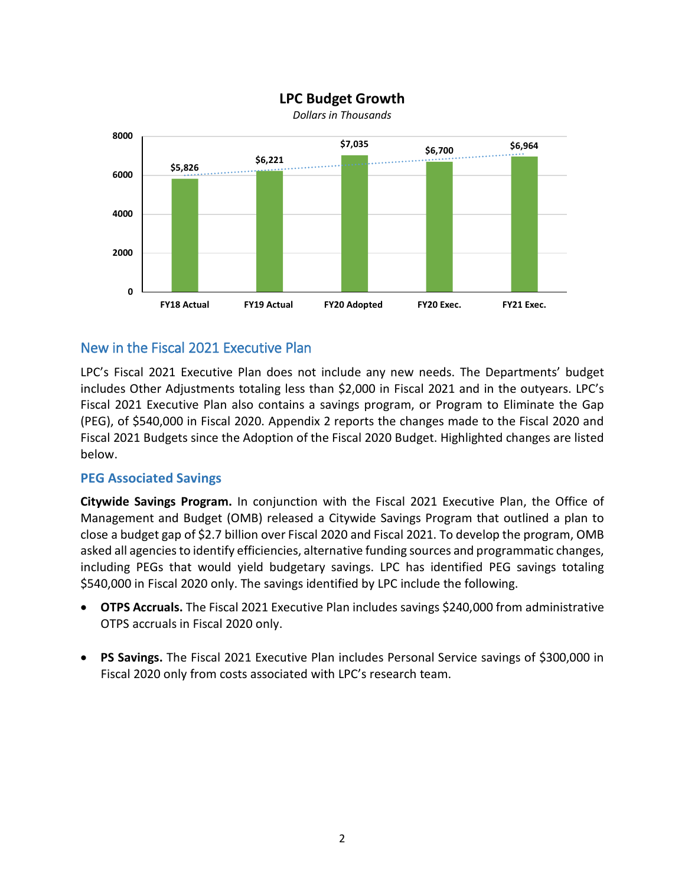**LPC Budget Growth**

*Dollars in Thousands*

| | FY18 Actual | FY19 Actual | FY20 Adopted | FY20 Exec. | FY21 Exec. |
|---|---|---|---|---|---|
| LPC Budget | $5,826 | $6,221 | $7,035 | $6,700 | $6,964 |

## New in the Fiscal 2021 Executive Plan

LPC's Fiscal 2021 Executive Plan does not include any new needs. The Departments' budget includes Other Adjustments totaling less than $2,000 in Fiscal 2021 and in the outyears. LPC's Fiscal 2021 Executive Plan also contains a savings program, or Program to Eliminate the Gap (PEG), of $540,000 in Fiscal 2020. Appendix 2 reports the changes made to the Fiscal 2020 and Fiscal 2021 Budgets since the Adoption of the Fiscal 2020 Budget. Highlighted changes are listed below.

### PEG Associated Savings

**Citywide Savings Program.** In conjunction with the Fiscal 2021 Executive Plan, the Office of Management and Budget (OMB) released a Citywide Savings Program that outlined a plan to close a budget gap of $2.7 billion over Fiscal 2020 and Fiscal 2021. To develop the program, OMB asked all agencies to identify efficiencies, alternative funding sources and programmatic changes, including PEGs that would yield budgetary savings. LPC has identified PEG savings totaling $540,000 in Fiscal 2020 only. The savings identified by LPC include the following.

- **OTPS Accruals.** The Fiscal 2021 Executive Plan includes savings $240,000 from administrative OTPS accruals in Fiscal 2020 only.

- **PS Savings.** The Fiscal 2021 Executive Plan includes Personal Service savings of $300,000 in Fiscal 2020 only from costs associated with LPC's research team.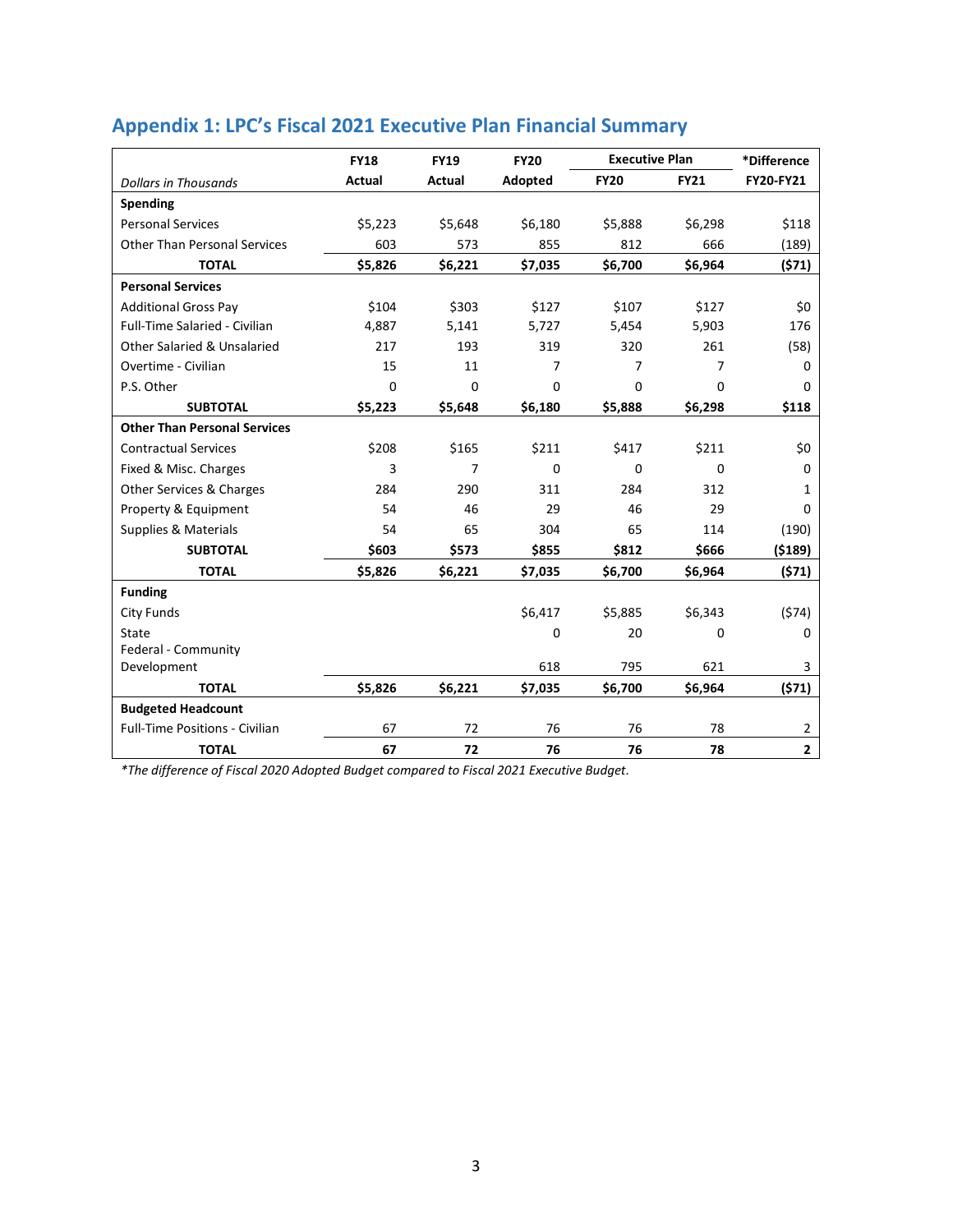## Appendix 1: LPC's Fiscal 2021 Executive Plan Financial Summary

| Dollars in Thousands | FY18 Actual | FY19 Actual | FY20 Adopted | Executive Plan FY20 | Executive Plan FY21 | *Difference FY20-FY21 |
|---|---|---|---|---|---|---|
| **Spending** | | | | | | |
| Personal Services | $5,223 | $5,648 | $6,180 | $5,888 | $6,298 | $118 |
| Other Than Personal Services | 603 | 573 | 855 | 812 | 666 | (189) |
| **TOTAL** | **$5,826** | **$6,221** | **$7,035** | **$6,700** | **$6,964** | **($71)** |
| **Personal Services** | | | | | | |
| Additional Gross Pay | $104 | $303 | $127 | $107 | $127 | $0 |
| Full-Time Salaried - Civilian | 4,887 | 5,141 | 5,727 | 5,454 | 5,903 | 176 |
| Other Salaried & Unsalaried | 217 | 193 | 319 | 320 | 261 | (58) |
| Overtime - Civilian | 15 | 11 | 7 | 7 | 7 | 0 |
| P.S. Other | 0 | 0 | 0 | 0 | 0 | 0 |
| **SUBTOTAL** | **$5,223** | **$5,648** | **$6,180** | **$5,888** | **$6,298** | **$118** |
| **Other Than Personal Services** | | | | | | |
| Contractual Services | $208 | $165 | $211 | $417 | $211 | $0 |
| Fixed & Misc. Charges | 3 | 7 | 0 | 0 | 0 | 0 |
| Other Services & Charges | 284 | 290 | 311 | 284 | 312 | 1 |
| Property & Equipment | 54 | 46 | 29 | 46 | 29 | 0 |
| Supplies & Materials | 54 | 65 | 304 | 65 | 114 | (190) |
| **SUBTOTAL** | **$603** | **$573** | **$855** | **$812** | **$666** | **($189)** |
| **TOTAL** | **$5,826** | **$6,221** | **$7,035** | **$6,700** | **$6,964** | **($71)** |
| **Funding** | | | | | | |
| City Funds | | | $6,417 | $5,885 | $6,343 | ($74) |
| State | | | 0 | 20 | 0 | 0 |
| Federal - Community Development | | | 618 | 795 | 621 | 3 |
| **TOTAL** | **$5,826** | **$6,221** | **$7,035** | **$6,700** | **$6,964** | **($71)** |
| **Budgeted Headcount** | | | | | | |
| Full-Time Positions - Civilian | 67 | 72 | 76 | 76 | 78 | 2 |
| **TOTAL** | **67** | **72** | **76** | **76** | **78** | **2** |

*\*The difference of Fiscal 2020 Adopted Budget compared to Fiscal 2021 Executive Budget.*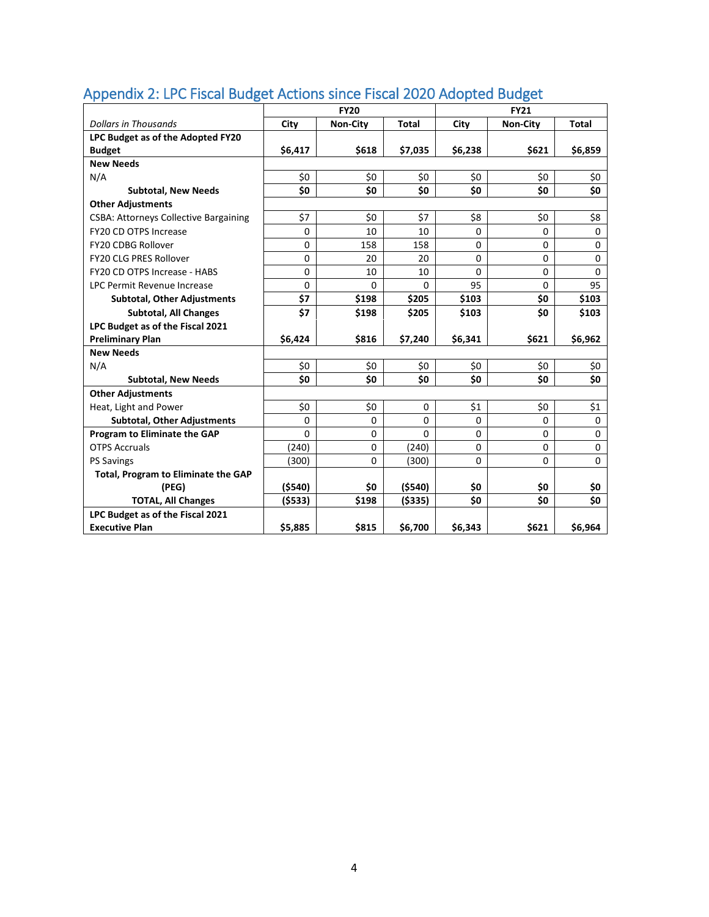## Appendix 2: LPC Fiscal Budget Actions since Fiscal 2020 Adopted Budget

| | FY20 | | | FY21 | | |
|---|---|---|---|---|---|---|
| *Dollars in Thousands* | City | Non-City | Total | City | Non-City | Total |
| **LPC Budget as of the Adopted FY20 Budget** | **$6,417** | **$618** | **$7,035** | **$6,238** | **$621** | **$6,859** |
| **New Needs** | | | | | | |
| N/A | $0 | $0 | $0 | $0 | $0 | $0 |
| **Subtotal, New Needs** | **$0** | **$0** | **$0** | **$0** | **$0** | **$0** |
| **Other Adjustments** | | | | | | |
| CSBA: Attorneys Collective Bargaining | $7 | $0 | $7 | $8 | $0 | $8 |
| FY20 CD OTPS Increase | 0 | 10 | 10 | 0 | 0 | 0 |
| FY20 CDBG Rollover | 0 | 158 | 158 | 0 | 0 | 0 |
| FY20 CLG PRES Rollover | 0 | 20 | 20 | 0 | 0 | 0 |
| FY20 CD OTPS Increase - HABS | 0 | 10 | 10 | 0 | 0 | 0 |
| LPC Permit Revenue Increase | 0 | 0 | 0 | 95 | 0 | 95 |
| **Subtotal, Other Adjustments** | **$7** | **$198** | **$205** | **$103** | **$0** | **$103** |
| **Subtotal, All Changes** | **$7** | **$198** | **$205** | **$103** | **$0** | **$103** |
| **LPC Budget as of the Fiscal 2021 Preliminary Plan** | **$6,424** | **$816** | **$7,240** | **$6,341** | **$621** | **$6,962** |
| **New Needs** | | | | | | |
| N/A | $0 | $0 | $0 | $0 | $0 | $0 |
| **Subtotal, New Needs** | **$0** | **$0** | **$0** | **$0** | **$0** | **$0** |
| **Other Adjustments** | | | | | | |
| Heat, Light and Power | $0 | $0 | 0 | $1 | $0 | $1 |
| **Subtotal, Other Adjustments** | 0 | 0 | 0 | 0 | 0 | 0 |
| **Program to Eliminate the GAP** | 0 | 0 | 0 | 0 | 0 | 0 |
| OTPS Accruals | (240) | 0 | (240) | 0 | 0 | 0 |
| PS Savings | (300) | 0 | (300) | 0 | 0 | 0 |
| **Total, Program to Eliminate the GAP (PEG)** | **($540)** | **$0** | **($540)** | **$0** | **$0** | **$0** |
| **TOTAL, All Changes** | **($533)** | **$198** | **($335)** | **$0** | **$0** | **$0** |
| **LPC Budget as of the Fiscal 2021 Executive Plan** | **$5,885** | **$815** | **$6,700** | **$6,343** | **$621** | **$6,964** |